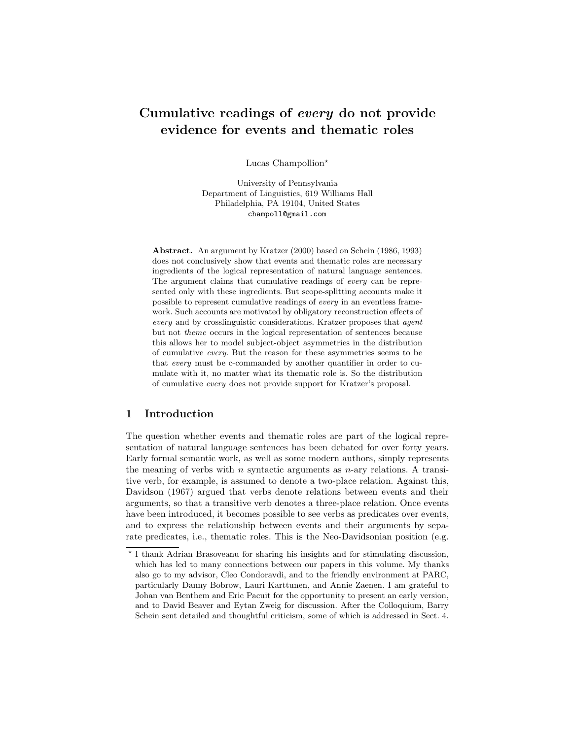# Cumulative readings of *every* do not provide evidence for events and thematic roles

Lucas Champollion*

University of Pennsylvania
Department of Linguistics, 619 Williams Hall
Philadelphia, PA 19104, United States
champoll@gmail.com

**Abstract.** An argument by Kratzer (2000) based on Schein (1986, 1993) does not conclusively show that events and thematic roles are necessary ingredients of the logical representation of natural language sentences. The argument claims that cumulative readings of *every* can be represented only with these ingredients. But scope-splitting accounts make it possible to represent cumulative readings of *every* in an eventless framework. Such accounts are motivated by obligatory reconstruction effects of *every* and by crosslinguistic considerations. Kratzer proposes that *agent* but not *theme* occurs in the logical representation of sentences because this allows her to model subject-object asymmetries in the distribution of cumulative *every*. But the reason for these asymmetries seems to be that *every* must be c-commanded by another quantifier in order to cumulate with it, no matter what its thematic role is. So the distribution of cumulative *every* does not provide support for Kratzer's proposal.

## 1 Introduction

The question whether events and thematic roles are part of the logical representation of natural language sentences has been debated for over forty years. Early formal semantic work, as well as some modern authors, simply represents the meaning of verbs with $n$ syntactic arguments as $n$-ary relations. A transitive verb, for example, is assumed to denote a two-place relation. Against this, Davidson (1967) argued that verbs denote relations between events and their arguments, so that a transitive verb denotes a three-place relation. Once events have been introduced, it becomes possible to see verbs as predicates over events, and to express the relationship between events and their arguments by separate predicates, i.e., thematic roles. This is the Neo-Davidsonian position (e.g.

* I thank Adrian Brasoveanu for sharing his insights and for stimulating discussion, which has led to many connections between our papers in this volume. My thanks also go to my advisor, Cleo Condoravdi, and to the friendly environment at PARC, particularly Danny Bobrow, Lauri Karttunen, and Annie Zaenen. I am grateful to Johan van Benthem and Eric Pacuit for the opportunity to present an early version, and to David Beaver and Eytan Zweig for discussion. After the Colloquium, Barry Schein sent detailed and thoughtful criticism, some of which is addressed in Sect. 4.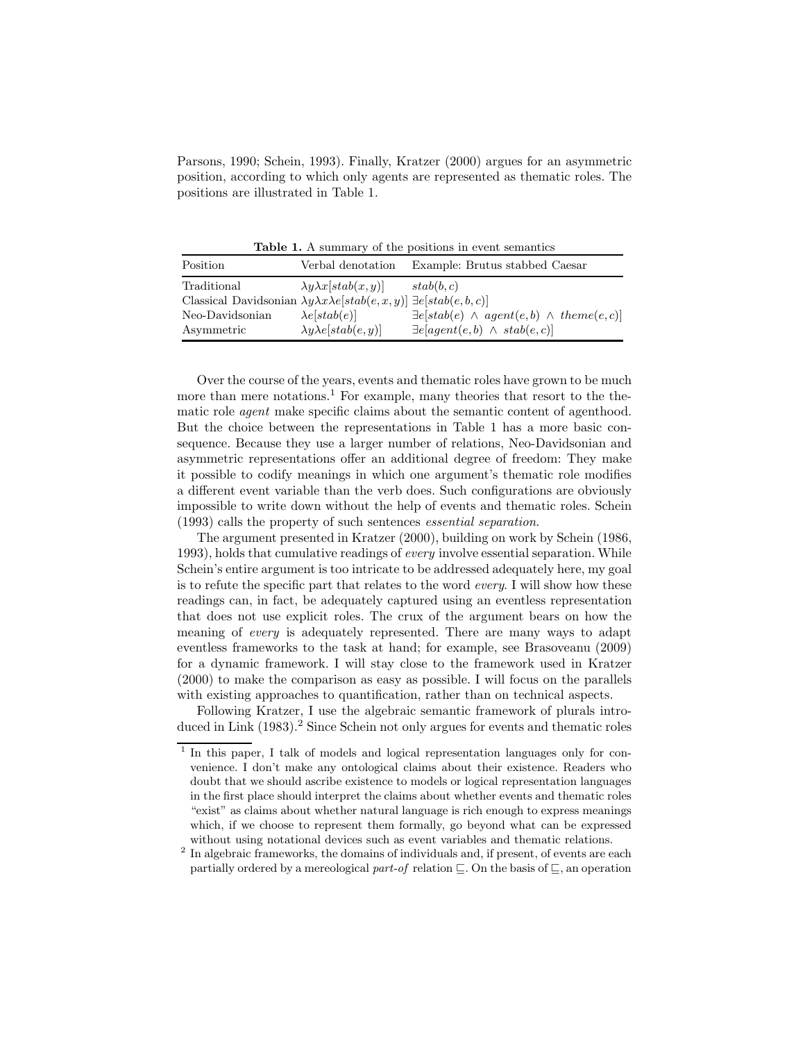Parsons, 1990; Schein, 1993). Finally, Kratzer (2000) argues for an asymmetric position, according to which only agents are represented as thematic roles. The positions are illustrated in Table 1.

**Table 1.** A summary of the positions in event semantics

| Position | Verbal denotation | Example: Brutus stabbed Caesar |
|---|---|---|
| Traditional | $\lambda y \lambda x[stab(x, y)]$ | $stab(b, c)$ |
| Classical Davidsonian | $\lambda y \lambda x \lambda e[stab(e, x, y)]$ | $\exists e[stab(e, b, c)]$ |
| Neo-Davidsonian | $\lambda e[stab(e)]$ | $\exists e[stab(e) \wedge agent(e, b) \wedge theme(e, c)]$ |
| Asymmetric | $\lambda y \lambda e[stab(e, y)]$ | $\exists e[agent(e, b) \wedge stab(e, c)]$ |

Over the course of the years, events and thematic roles have grown to be much more than mere notations.[1] For example, many theories that resort to the thematic role *agent* make specific claims about the semantic content of agenthood. But the choice between the representations in Table 1 has a more basic consequence. Because they use a larger number of relations, Neo-Davidsonian and asymmetric representations offer an additional degree of freedom: They make it possible to codify meanings in which one argument's thematic role modifies a different event variable than the verb does. Such configurations are obviously impossible to write down without the help of events and thematic roles. Schein (1993) calls the property of such sentences *essential separation*.

The argument presented in Kratzer (2000), building on work by Schein (1986, 1993), holds that cumulative readings of *every* involve essential separation. While Schein's entire argument is too intricate to be addressed adequately here, my goal is to refute the specific part that relates to the word *every*. I will show how these readings can, in fact, be adequately captured using an eventless representation that does not use explicit roles. The crux of the argument bears on how the meaning of *every* is adequately represented. There are many ways to adapt eventless frameworks to the task at hand; for example, see Brasoveanu (2009) for a dynamic framework. I will stay close to the framework used in Kratzer (2000) to make the comparison as easy as possible. I will focus on the parallels with existing approaches to quantification, rather than on technical aspects.

Following Kratzer, I use the algebraic semantic framework of plurals introduced in Link (1983).[2] Since Schein not only argues for events and thematic roles

[1] In this paper, I talk of models and logical representation languages only for convenience. I don't make any ontological claims about their existence. Readers who doubt that we should ascribe existence to models or logical representation languages in the first place should interpret the claims about whether events and thematic roles "exist" as claims about whether natural language is rich enough to express meanings which, if we choose to represent them formally, go beyond what can be expressed without using notational devices such as event variables and thematic relations.

[2] In algebraic frameworks, the domains of individuals and, if present, of events are each partially ordered by a mereological *part-of* relation $\sqsubseteq$. On the basis of $\sqsubseteq$, an operation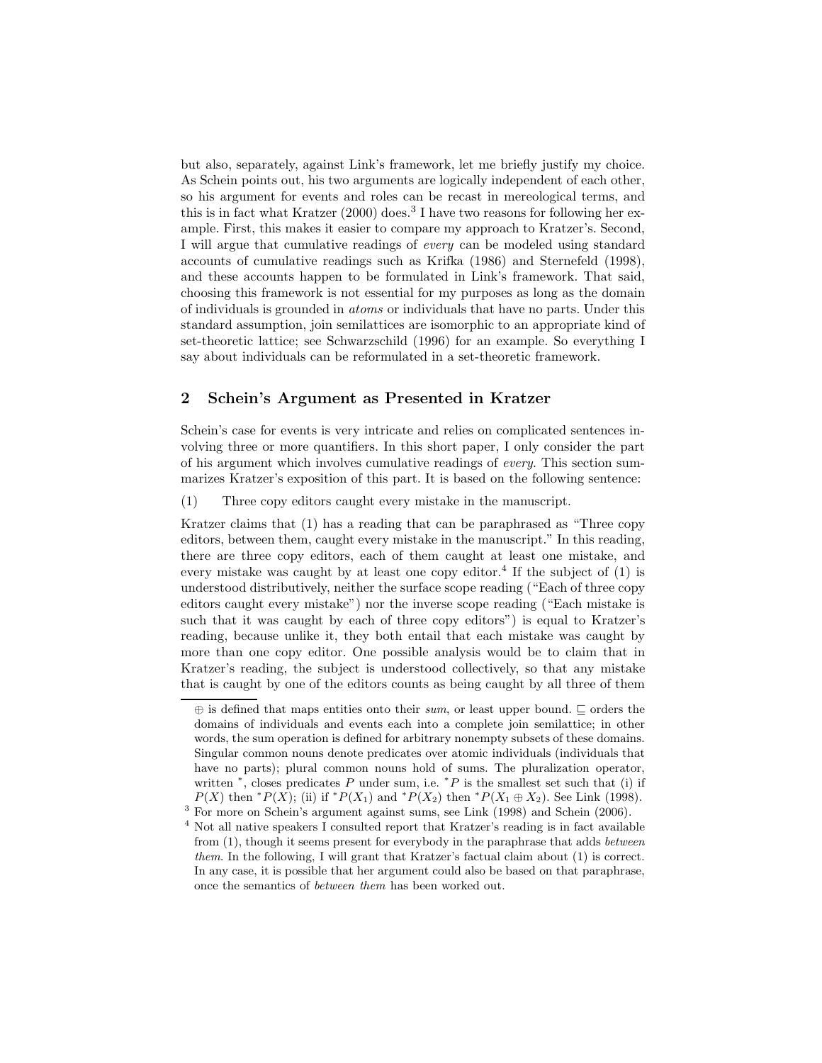but also, separately, against Link's framework, let me briefly justify my choice. As Schein points out, his two arguments are logically independent of each other, so his argument for events and roles can be recast in mereological terms, and this is in fact what Kratzer (2000) does.[3] I have two reasons for following her example. First, this makes it easier to compare my approach to Kratzer's. Second, I will argue that cumulative readings of *every* can be modeled using standard accounts of cumulative readings such as Krifka (1986) and Sternefeld (1998), and these accounts happen to be formulated in Link's framework. That said, choosing this framework is not essential for my purposes as long as the domain of individuals is grounded in *atoms* or individuals that have no parts. Under this standard assumption, join semilattices are isomorphic to an appropriate kind of set-theoretic lattice; see Schwarzschild (1996) for an example. So everything I say about individuals can be reformulated in a set-theoretic framework.

## 2 Schein's Argument as Presented in Kratzer

Schein's case for events is very intricate and relies on complicated sentences involving three or more quantifiers. In this short paper, I only consider the part of his argument which involves cumulative readings of *every*. This section summarizes Kratzer's exposition of this part. It is based on the following sentence:

(1) Three copy editors caught every mistake in the manuscript.

Kratzer claims that (1) has a reading that can be paraphrased as "Three copy editors, between them, caught every mistake in the manuscript." In this reading, there are three copy editors, each of them caught at least one mistake, and every mistake was caught by at least one copy editor.[4] If the subject of (1) is understood distributively, neither the surface scope reading ("Each of three copy editors caught every mistake") nor the inverse scope reading ("Each mistake is such that it was caught by each of three copy editors") is equal to Kratzer's reading, because unlike it, they both entail that each mistake was caught by more than one copy editor. One possible analysis would be to claim that in Kratzer's reading, the subject is understood collectively, so that any mistake that is caught by one of the editors counts as being caught by all three of them

---

$\oplus$ is defined that maps entities onto their *sum*, or least upper bound. $\sqsubseteq$ orders the domains of individuals and events each into a complete join semilattice; in other words, the sum operation is defined for arbitrary nonempty subsets of these domains. Singular common nouns denote predicates over atomic individuals (individuals that have no parts); plural common nouns hold of sums. The pluralization operator, written $^*$, closes predicates $P$ under sum, i.e. $^*P$ is the smallest set such that (i) if $P(X)$ then $^*P(X)$; (ii) if $^*P(X_1)$ and $^*P(X_2)$ then $^*P(X_1 \oplus X_2)$. See Link (1998).

[3] For more on Schein's argument against sums, see Link (1998) and Schein (2006).

[4] Not all native speakers I consulted report that Kratzer's reading is in fact available from (1), though it seems present for everybody in the paraphrase that adds *between them*. In the following, I will grant that Kratzer's factual claim about (1) is correct. In any case, it is possible that her argument could also be based on that paraphrase, once the semantics of *between them* has been worked out.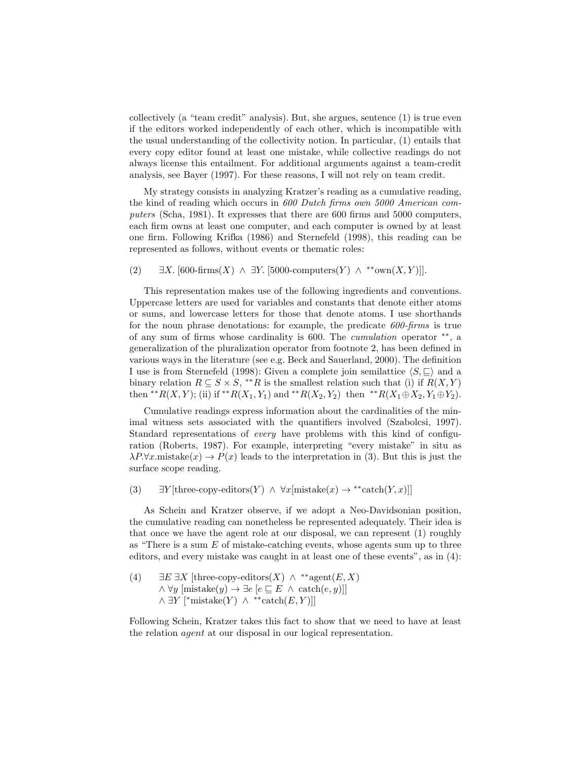collectively (a "team credit" analysis). But, she argues, sentence (1) is true even if the editors worked independently of each other, which is incompatible with the usual understanding of the collectivity notion. In particular, (1) entails that every copy editor found at least one mistake, while collective readings do not always license this entailment. For additional arguments against a team-credit analysis, see Bayer (1997). For these reasons, I will not rely on team credit.

My strategy consists in analyzing Kratzer's reading as a cumulative reading, the kind of reading which occurs in *600 Dutch firms own 5000 American computers* (Scha, 1981). It expresses that there are 600 firms and 5000 computers, each firm owns at least one computer, and each computer is owned by at least one firm. Following Krifka (1986) and Sternefeld (1998), this reading can be represented as follows, without events or thematic roles:

(2) $\exists X.\ [\text{600-firms}(X) \ \wedge\ \exists Y.\ [\text{5000-computers}(Y) \ \wedge\ {}^{**}\text{own}(X, Y)]]$.

This representation makes use of the following ingredients and conventions. Uppercase letters are used for variables and constants that denote either atoms or sums, and lowercase letters for those that denote atoms. I use shorthands for the noun phrase denotations: for example, the predicate *600-firms* is true of any sum of firms whose cardinality is 600. The *cumulation* operator $^{**}$, a generalization of the pluralization operator from footnote 2, has been defined in various ways in the literature (see e.g. Beck and Sauerland, 2000). The definition I use is from Sternefeld (1998): Given a complete join semilattice $\langle S, \sqsubseteq\rangle$ and a binary relation $R \subseteq S \times S$, $^{**}R$ is the smallest relation such that (i) if $R(X, Y)$ then $^{**}R(X, Y)$; (ii) if $^{**}R(X_1, Y_1)$ and $^{**}R(X_2, Y_2)$ then $^{**}R(X_1 \oplus X_2, Y_1 \oplus Y_2)$.

Cumulative readings express information about the cardinalities of the minimal witness sets associated with the quantifiers involved (Szabolcsi, 1997). Standard representations of *every* have problems with this kind of configuration (Roberts, 1987). For example, interpreting "every mistake" in situ as $\lambda P.\forall x.\text{mistake}(x) \rightarrow P(x)$ leads to the interpretation in (3). But this is just the surface scope reading.

(3) $\exists Y[\text{three-copy-editors}(Y) \ \wedge\ \forall x[\text{mistake}(x) \rightarrow {}^{**}\text{catch}(Y, x)]]$

As Schein and Kratzer observe, if we adopt a Neo-Davidsonian position, the cumulative reading can nonetheless be represented adequately. Their idea is that once we have the agent role at our disposal, we can represent (1) roughly as "There is a sum $E$ of mistake-catching events, whose agents sum up to three editors, and every mistake was caught in at least one of these events", as in (4):

(4) $\exists E\ \exists X\ [\text{three-copy-editors}(X) \ \wedge\ {}^{**}\text{agent}(E, X)$
$\wedge\ \forall y\ [\text{mistake}(y) \rightarrow \exists e\ [e \sqsubseteq E \ \wedge\ \text{catch}(e, y)]]$
$\wedge\ \exists Y\ [{}^{*}\text{mistake}(Y) \ \wedge\ {}^{**}\text{catch}(E, Y)]]$

Following Schein, Kratzer takes this fact to show that we need to have at least the relation *agent* at our disposal in our logical representation.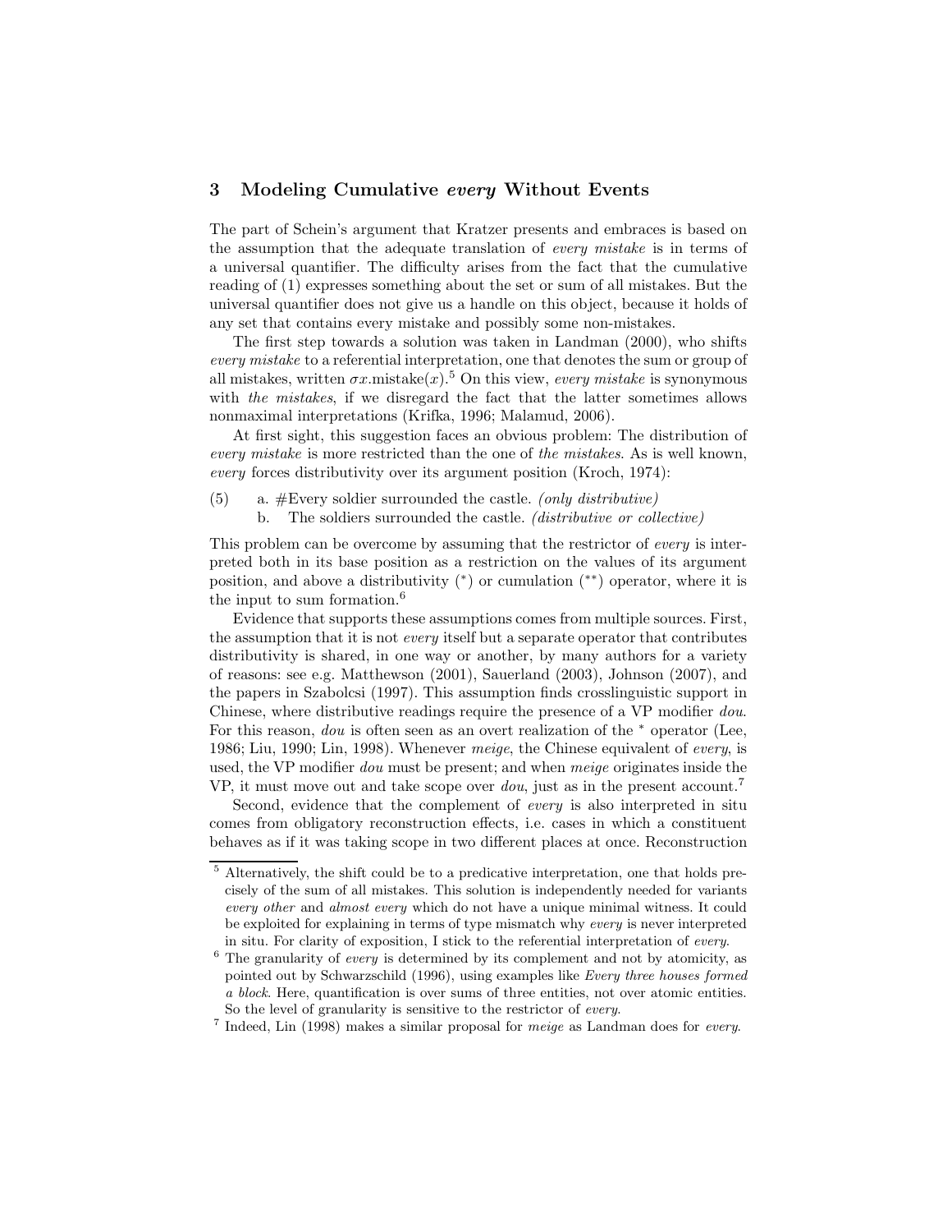## 3 Modeling Cumulative *every* Without Events

The part of Schein's argument that Kratzer presents and embraces is based on the assumption that the adequate translation of *every mistake* is in terms of a universal quantifier. The difficulty arises from the fact that the cumulative reading of (1) expresses something about the set or sum of all mistakes. But the universal quantifier does not give us a handle on this object, because it holds of any set that contains every mistake and possibly some non-mistakes.

The first step towards a solution was taken in Landman (2000), who shifts *every mistake* to a referential interpretation, one that denotes the sum or group of all mistakes, written $\sigma x.\text{mistake}(x)$.[5] On this view, *every mistake* is synonymous with *the mistakes*, if we disregard the fact that the latter sometimes allows nonmaximal interpretations (Krifka, 1996; Malamud, 2006).

At first sight, this suggestion faces an obvious problem: The distribution of *every mistake* is more restricted than the one of *the mistakes*. As is well known, *every* forces distributivity over its argument position (Kroch, 1974):

(5) a. #Every soldier surrounded the castle. *(only distributive)*
    b. The soldiers surrounded the castle. *(distributive or collective)*

This problem can be overcome by assuming that the restrictor of *every* is interpreted both in its base position as a restriction on the values of its argument position, and above a distributivity ($^*$) or cumulation ($^{**}$) operator, where it is the input to sum formation.[6]

Evidence that supports these assumptions comes from multiple sources. First, the assumption that it is not *every* itself but a separate operator that contributes distributivity is shared, in one way or another, by many authors for a variety of reasons: see e.g. Matthewson (2001), Sauerland (2003), Johnson (2007), and the papers in Szabolcsi (1997). This assumption finds crosslinguistic support in Chinese, where distributive readings require the presence of a VP modifier *dou*. For this reason, *dou* is often seen as an overt realization of the $^*$ operator (Lee, 1986; Liu, 1990; Lin, 1998). Whenever *meige*, the Chinese equivalent of *every*, is used, the VP modifier *dou* must be present; and when *meige* originates inside the VP, it must move out and take scope over *dou*, just as in the present account.[7]

Second, evidence that the complement of *every* is also interpreted in situ comes from obligatory reconstruction effects, i.e. cases in which a constituent behaves as if it was taking scope in two different places at once. Reconstruction

---

[5] Alternatively, the shift could be to a predicative interpretation, one that holds precisely of the sum of all mistakes. This solution is independently needed for variants *every other* and *almost every* which do not have a unique minimal witness. It could be exploited for explaining in terms of type mismatch why *every* is never interpreted in situ. For clarity of exposition, I stick to the referential interpretation of *every*.

[6] The granularity of *every* is determined by its complement and not by atomicity, as pointed out by Schwarzschild (1996), using examples like *Every three houses formed a block*. Here, quantification is over sums of three entities, not over atomic entities. So the level of granularity is sensitive to the restrictor of *every*.

[7] Indeed, Lin (1998) makes a similar proposal for *meige* as Landman does for *every*.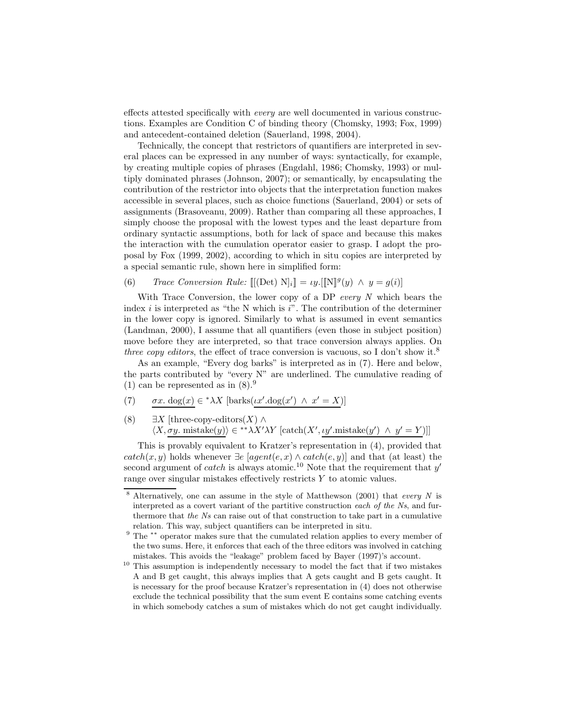effects attested specifically with *every* are well documented in various constructions. Examples are Condition C of binding theory (Chomsky, 1993; Fox, 1999) and antecedent-contained deletion (Sauerland, 1998, 2004).

Technically, the concept that restrictors of quantifiers are interpreted in several places can be expressed in any number of ways: syntactically, for example, by creating multiple copies of phrases (Engdahl, 1986; Chomsky, 1993) or multiply dominated phrases (Johnson, 2007); or semantically, by encapsulating the contribution of the restrictor into objects that the interpretation function makes accessible in several places, such as choice functions (Sauerland, 2004) or sets of assignments (Brasoveanu, 2009). Rather than comparing all these approaches, I simply choose the proposal with the lowest types and the least departure from ordinary syntactic assumptions, both for lack of space and because this makes the interaction with the cumulation operator easier to grasp. I adopt the proposal by Fox (1999, 2002), according to which in situ copies are interpreted by a special semantic rule, shown here in simplified form:

(6) *Trace Conversion Rule:* $[\![[(\text{Det})\ \text{N}]_i]\!] = \iota y.[[\![\text{N}]\!]^g(y)\ \wedge\ y = g(i)]$

With Trace Conversion, the lower copy of a DP *every N* which bears the index $i$ is interpreted as "the N which is $i$". The contribution of the determiner in the lower copy is ignored. Similarly to what is assumed in event semantics (Landman, 2000), I assume that all quantifiers (even those in subject position) move before they are interpreted, so that trace conversion always applies. On *three copy editors*, the effect of trace conversion is vacuous, so I don't show it.[8]

As an example, "Every dog barks" is interpreted as in (7). Here and below, the parts contributed by "every N" are underlined. The cumulative reading of (1) can be represented as in (8).[9]

(7) $\underline{\sigma x.\ \text{dog}(x)} \in {}^*\lambda X\ [\text{barks}(\underline{\iota x'.\text{dog}(x')\ \wedge\ x' = X})]$

(8) $\exists X\ [\text{three-copy-editors}(X)\ \wedge$
$\langle X, \underline{\sigma y.\ \text{mistake}(y)}\rangle \in {}^{**}\lambda X' \lambda Y\ [\text{catch}(X', \underline{\iota y'.\text{mistake}(y')\ \wedge\ y' = Y})]]$

This is provably equivalent to Kratzer's representation in (4), provided that $catch(x, y)$ holds whenever $\exists e\ [agent(e, x) \wedge catch(e, y)]$ and that (at least) the second argument of *catch* is always atomic.[10] Note that the requirement that $y'$ range over singular mistakes effectively restricts $Y$ to atomic values.

---

[8] Alternatively, one can assume in the style of Matthewson (2001) that *every N* is interpreted as a covert variant of the partitive construction *each of the Ns*, and furthermore that *the Ns* can raise out of that construction to take part in a cumulative relation. This way, subject quantifiers can be interpreted in situ.

[9] The $^{**}$ operator makes sure that the cumulated relation applies to every member of the two sums. Here, it enforces that each of the three editors was involved in catching mistakes. This avoids the "leakage" problem faced by Bayer (1997)'s account.

[10] This assumption is independently necessary to model the fact that if two mistakes A and B get caught, this always implies that A gets caught and B gets caught. It is necessary for the proof because Kratzer's representation in (4) does not otherwise exclude the technical possibility that the sum event E contains some catching events in which somebody catches a sum of mistakes which do not get caught individually.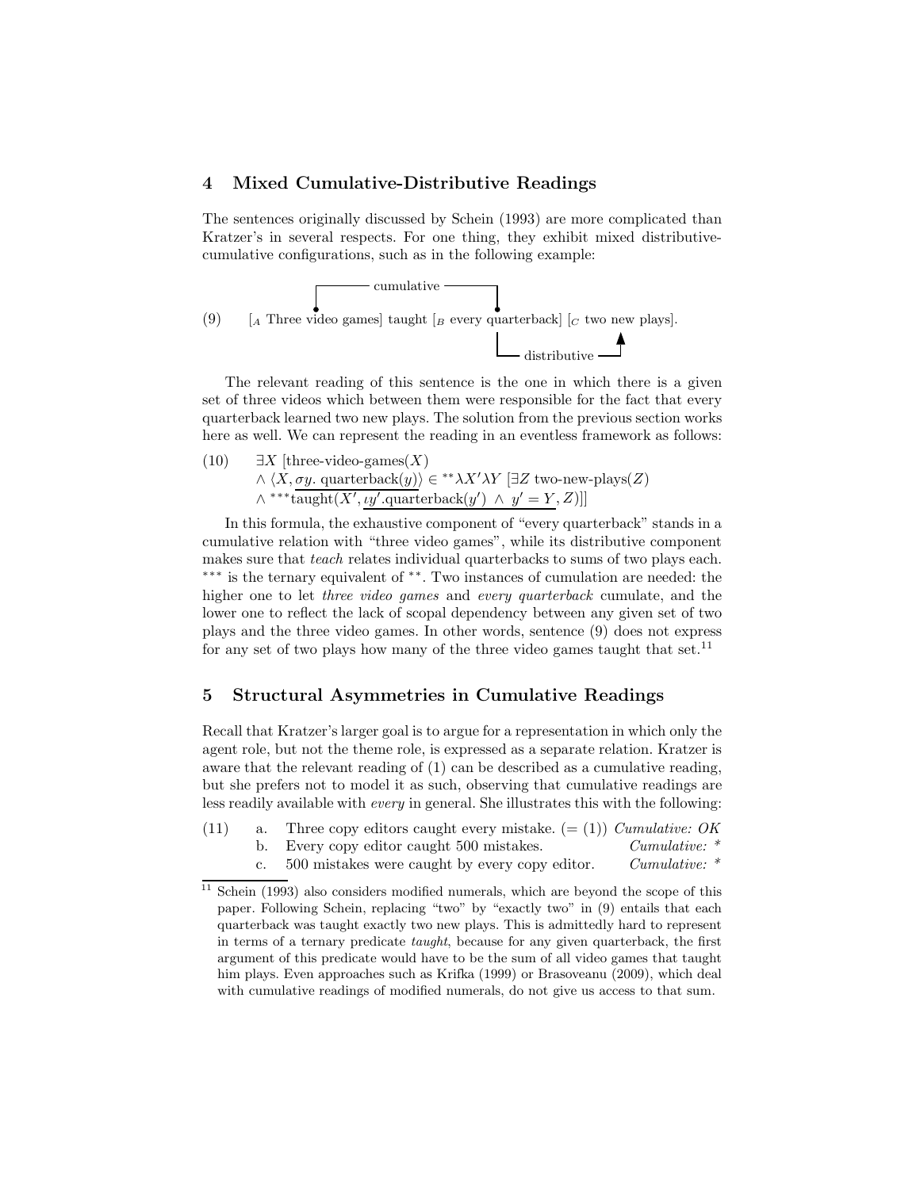## 4 Mixed Cumulative-Distributive Readings

The sentences originally discussed by Schein (1993) are more complicated than Kratzer's in several respects. For one thing, they exhibit mixed distributive-cumulative configurations, such as in the following example:

(9) [$_A$ Three video games] taught [$_B$ every quarterback] [$_C$ two new plays].

(cumulative: A – B; distributive: B → C)

The relevant reading of this sentence is the one in which there is a given set of three videos which between them were responsible for the fact that every quarterback learned two new plays. The solution from the previous section works here as well. We can represent the reading in an eventless framework as follows:

(10) $\exists X$ [three-video-games$(X)$
$\wedge \langle X, \overline{\sigma y.\ \text{quarterback}(y)}\rangle \in {}^{**}\lambda X' \lambda Y$ [$\exists Z$ two-new-plays$(Z)$
$\wedge\ {}^{***}\overline{\text{taught}(X', \underline{\iota y'.\text{quarterback}(y') \ \wedge\ y' = Y}}, Z)$]]

In this formula, the exhaustive component of "every quarterback" stands in a cumulative relation with "three video games", while its distributive component makes sure that *teach* relates individual quarterbacks to sums of two plays each. $^{***}$ is the ternary equivalent of $^{**}$. Two instances of cumulation are needed: the higher one to let *three video games* and *every quarterback* cumulate, and the lower one to reflect the lack of scopal dependency between any given set of two plays and the three video games. In other words, sentence (9) does not express for any set of two plays how many of the three video games taught that set.[11]

## 5 Structural Asymmetries in Cumulative Readings

Recall that Kratzer's larger goal is to argue for a representation in which only the agent role, but not the theme role, is expressed as a separate relation. Kratzer is aware that the relevant reading of (1) can be described as a cumulative reading, but she prefers not to model it as such, observing that cumulative readings are less readily available with *every* in general. She illustrates this with the following:

(11) a. Three copy editors caught every mistake. (= (1)) *Cumulative: OK*
b. Every copy editor caught 500 mistakes. *Cumulative: \**
c. 500 mistakes were caught by every copy editor. *Cumulative: \**

[11] Schein (1993) also considers modified numerals, which are beyond the scope of this paper. Following Schein, replacing "two" by "exactly two" in (9) entails that each quarterback was taught exactly two new plays. This is admittedly hard to represent in terms of a ternary predicate *taught*, because for any given quarterback, the first argument of this predicate would have to be the sum of all video games that taught him plays. Even approaches such as Krifka (1999) or Brasoveanu (2009), which deal with cumulative readings of modified numerals, do not give us access to that sum.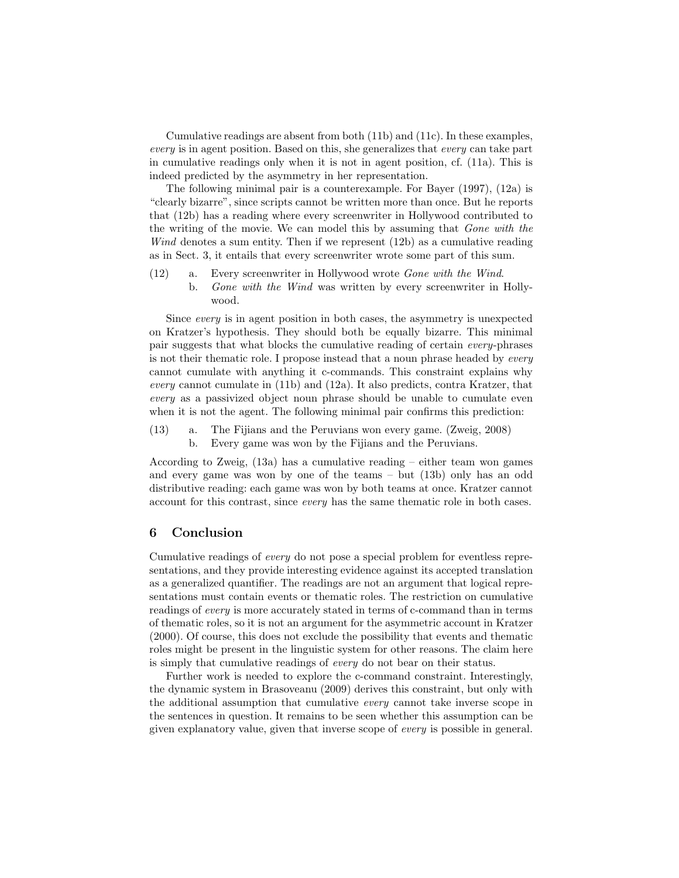Cumulative readings are absent from both (11b) and (11c). In these examples, *every* is in agent position. Based on this, she generalizes that *every* can take part in cumulative readings only when it is not in agent position, cf. (11a). This is indeed predicted by the asymmetry in her representation.

The following minimal pair is a counterexample. For Bayer (1997), (12a) is "clearly bizarre", since scripts cannot be written more than once. But he reports that (12b) has a reading where every screenwriter in Hollywood contributed to the writing of the movie. We can model this by assuming that *Gone with the Wind* denotes a sum entity. Then if we represent (12b) as a cumulative reading as in Sect. 3, it entails that every screenwriter wrote some part of this sum.

(12) a. Every screenwriter in Hollywood wrote *Gone with the Wind*.
b. *Gone with the Wind* was written by every screenwriter in Hollywood.

Since *every* is in agent position in both cases, the asymmetry is unexpected on Kratzer's hypothesis. They should both be equally bizarre. This minimal pair suggests that what blocks the cumulative reading of certain *every*-phrases is not their thematic role. I propose instead that a noun phrase headed by *every* cannot cumulate with anything it c-commands. This constraint explains why *every* cannot cumulate in (11b) and (12a). It also predicts, contra Kratzer, that *every* as a passivized object noun phrase should be unable to cumulate even when it is not the agent. The following minimal pair confirms this prediction:

(13) a. The Fijians and the Peruvians won every game. (Zweig, 2008)
b. Every game was won by the Fijians and the Peruvians.

According to Zweig, (13a) has a cumulative reading – either team won games and every game was won by one of the teams – but (13b) only has an odd distributive reading: each game was won by both teams at once. Kratzer cannot account for this contrast, since *every* has the same thematic role in both cases.

## 6 Conclusion

Cumulative readings of *every* do not pose a special problem for eventless representations, and they provide interesting evidence against its accepted translation as a generalized quantifier. The readings are not an argument that logical representations must contain events or thematic roles. The restriction on cumulative readings of *every* is more accurately stated in terms of c-command than in terms of thematic roles, so it is not an argument for the asymmetric account in Kratzer (2000). Of course, this does not exclude the possibility that events and thematic roles might be present in the linguistic system for other reasons. The claim here is simply that cumulative readings of *every* do not bear on their status.

Further work is needed to explore the c-command constraint. Interestingly, the dynamic system in Brasoveanu (2009) derives this constraint, but only with the additional assumption that cumulative *every* cannot take inverse scope in the sentences in question. It remains to be seen whether this assumption can be given explanatory value, given that inverse scope of *every* is possible in general.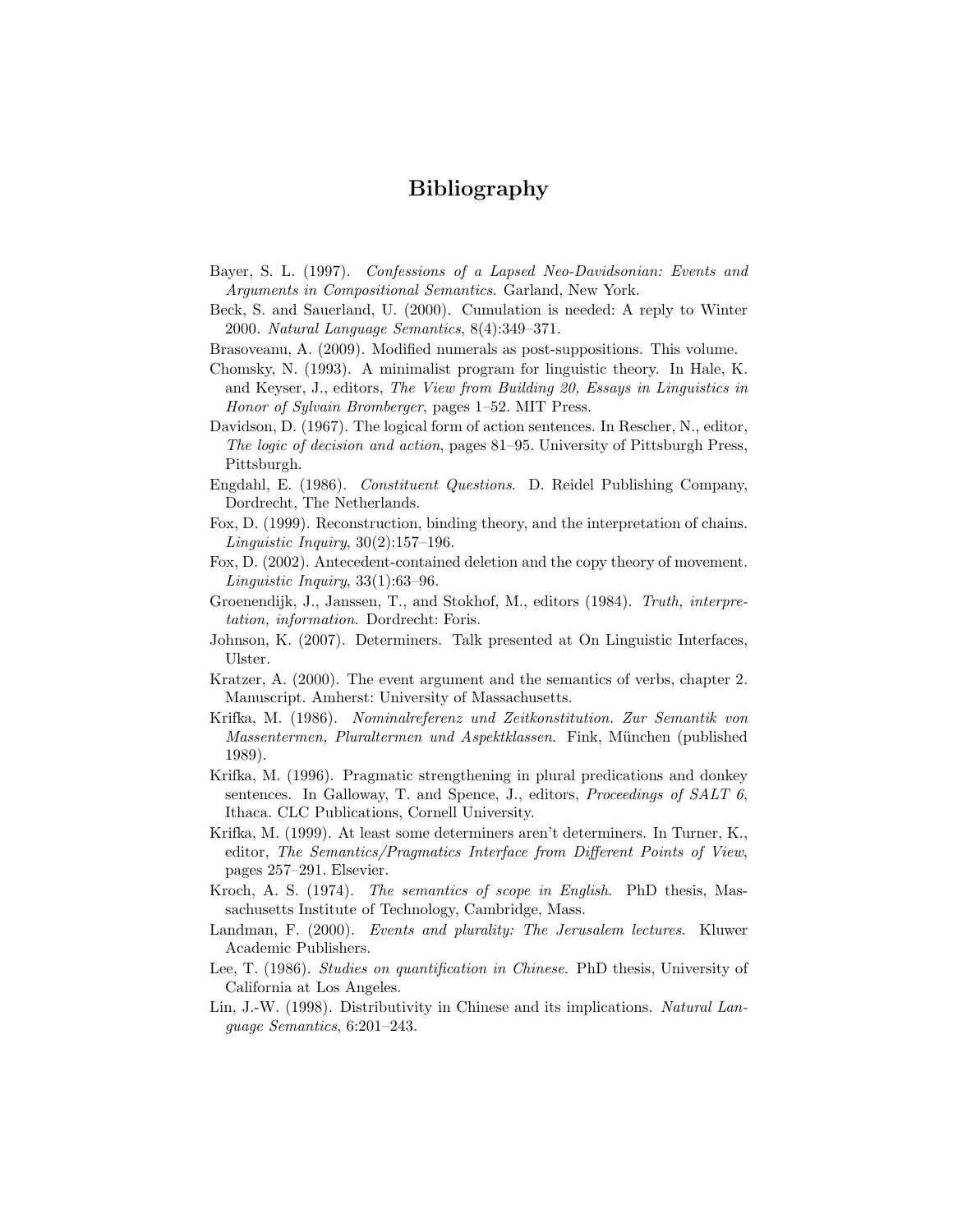# Bibliography

Bayer, S. L. (1997). *Confessions of a Lapsed Neo-Davidsonian: Events and Arguments in Compositional Semantics*. Garland, New York.

Beck, S. and Sauerland, U. (2000). Cumulation is needed: A reply to Winter 2000. *Natural Language Semantics*, 8(4):349–371.

Brasoveanu, A. (2009). Modified numerals as post-suppositions. This volume.

Chomsky, N. (1993). A minimalist program for linguistic theory. In Hale, K. and Keyser, J., editors, *The View from Building 20, Essays in Linguistics in Honor of Sylvain Bromberger*, pages 1–52. MIT Press.

Davidson, D. (1967). The logical form of action sentences. In Rescher, N., editor, *The logic of decision and action*, pages 81–95. University of Pittsburgh Press, Pittsburgh.

Engdahl, E. (1986). *Constituent Questions*. D. Reidel Publishing Company, Dordrecht, The Netherlands.

Fox, D. (1999). Reconstruction, binding theory, and the interpretation of chains. *Linguistic Inquiry*, 30(2):157–196.

Fox, D. (2002). Antecedent-contained deletion and the copy theory of movement. *Linguistic Inquiry*, 33(1):63–96.

Groenendijk, J., Janssen, T., and Stokhof, M., editors (1984). *Truth, interpretation, information*. Dordrecht: Foris.

Johnson, K. (2007). Determiners. Talk presented at On Linguistic Interfaces, Ulster.

Kratzer, A. (2000). The event argument and the semantics of verbs, chapter 2. Manuscript. Amherst: University of Massachusetts.

Krifka, M. (1986). *Nominalreferenz und Zeitkonstitution. Zur Semantik von Massentermen, Pluraltermen und Aspektklassen*. Fink, München (published 1989).

Krifka, M. (1996). Pragmatic strengthening in plural predications and donkey sentences. In Galloway, T. and Spence, J., editors, *Proceedings of SALT 6*, Ithaca. CLC Publications, Cornell University.

Krifka, M. (1999). At least some determiners aren't determiners. In Turner, K., editor, *The Semantics/Pragmatics Interface from Different Points of View*, pages 257–291. Elsevier.

Kroch, A. S. (1974). *The semantics of scope in English*. PhD thesis, Massachusetts Institute of Technology, Cambridge, Mass.

Landman, F. (2000). *Events and plurality: The Jerusalem lectures*. Kluwer Academic Publishers.

Lee, T. (1986). *Studies on quantification in Chinese*. PhD thesis, University of California at Los Angeles.

Lin, J.-W. (1998). Distributivity in Chinese and its implications. *Natural Language Semantics*, 6:201–243.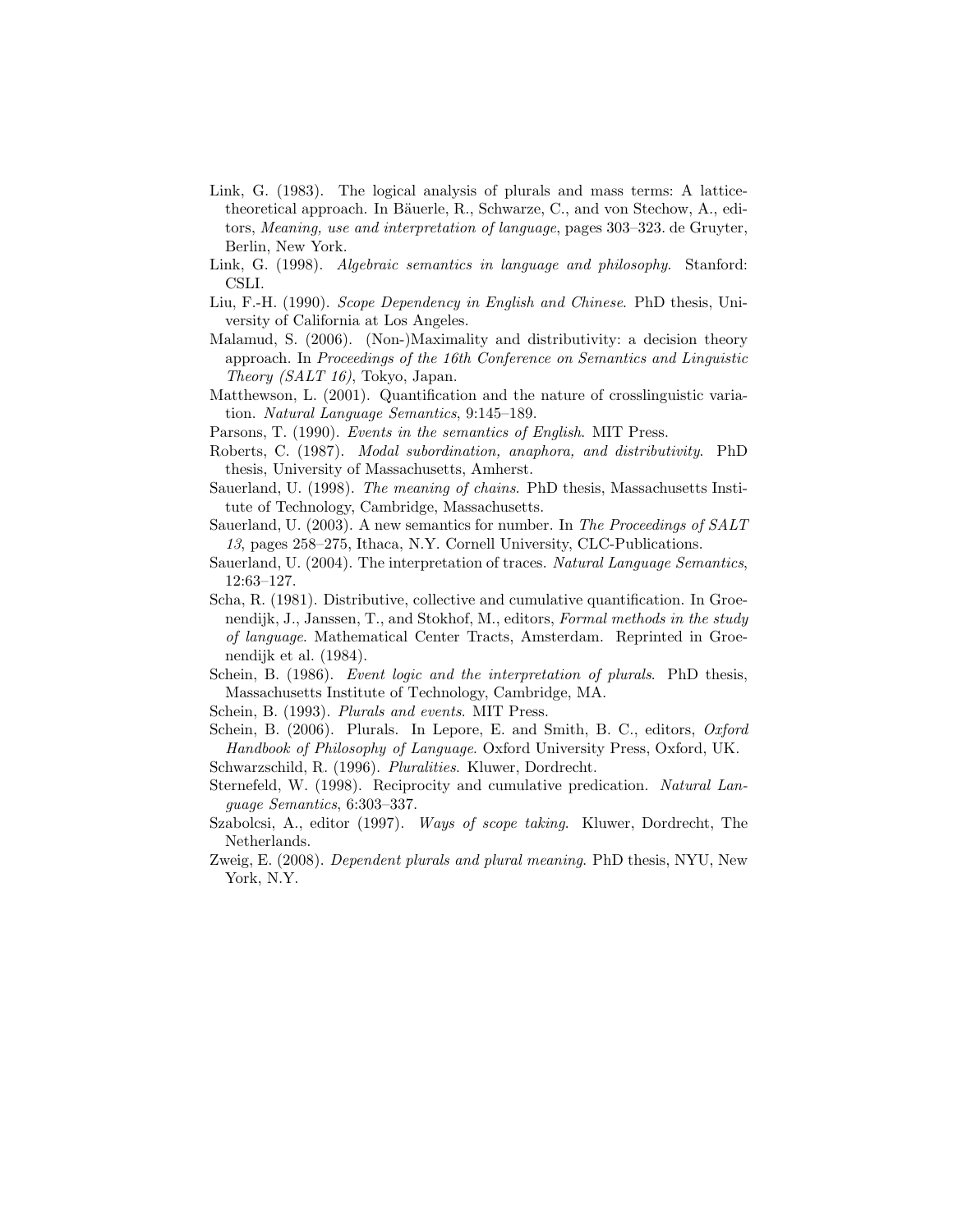Link, G. (1983). The logical analysis of plurals and mass terms: A lattice-theoretical approach. In Bäuerle, R., Schwarze, C., and von Stechow, A., editors, *Meaning, use and interpretation of language*, pages 303–323. de Gruyter, Berlin, New York.

Link, G. (1998). *Algebraic semantics in language and philosophy*. Stanford: CSLI.

Liu, F.-H. (1990). *Scope Dependency in English and Chinese*. PhD thesis, University of California at Los Angeles.

Malamud, S. (2006). (Non-)Maximality and distributivity: a decision theory approach. In *Proceedings of the 16th Conference on Semantics and Linguistic Theory (SALT 16)*, Tokyo, Japan.

Matthewson, L. (2001). Quantification and the nature of crosslinguistic variation. *Natural Language Semantics*, 9:145–189.

Parsons, T. (1990). *Events in the semantics of English*. MIT Press.

Roberts, C. (1987). *Modal subordination, anaphora, and distributivity*. PhD thesis, University of Massachusetts, Amherst.

Sauerland, U. (1998). *The meaning of chains*. PhD thesis, Massachusetts Institute of Technology, Cambridge, Massachusetts.

Sauerland, U. (2003). A new semantics for number. In *The Proceedings of SALT 13*, pages 258–275, Ithaca, N.Y. Cornell University, CLC-Publications.

Sauerland, U. (2004). The interpretation of traces. *Natural Language Semantics*, 12:63–127.

Scha, R. (1981). Distributive, collective and cumulative quantification. In Groenendijk, J., Janssen, T., and Stokhof, M., editors, *Formal methods in the study of language*. Mathematical Center Tracts, Amsterdam. Reprinted in Groenendijk et al. (1984).

Schein, B. (1986). *Event logic and the interpretation of plurals*. PhD thesis, Massachusetts Institute of Technology, Cambridge, MA.

Schein, B. (1993). *Plurals and events*. MIT Press.

Schein, B. (2006). Plurals. In Lepore, E. and Smith, B. C., editors, *Oxford Handbook of Philosophy of Language*. Oxford University Press, Oxford, UK.

Schwarzschild, R. (1996). *Pluralities*. Kluwer, Dordrecht.

Sternefeld, W. (1998). Reciprocity and cumulative predication. *Natural Language Semantics*, 6:303–337.

Szabolcsi, A., editor (1997). *Ways of scope taking*. Kluwer, Dordrecht, The Netherlands.

Zweig, E. (2008). *Dependent plurals and plural meaning*. PhD thesis, NYU, New York, N.Y.